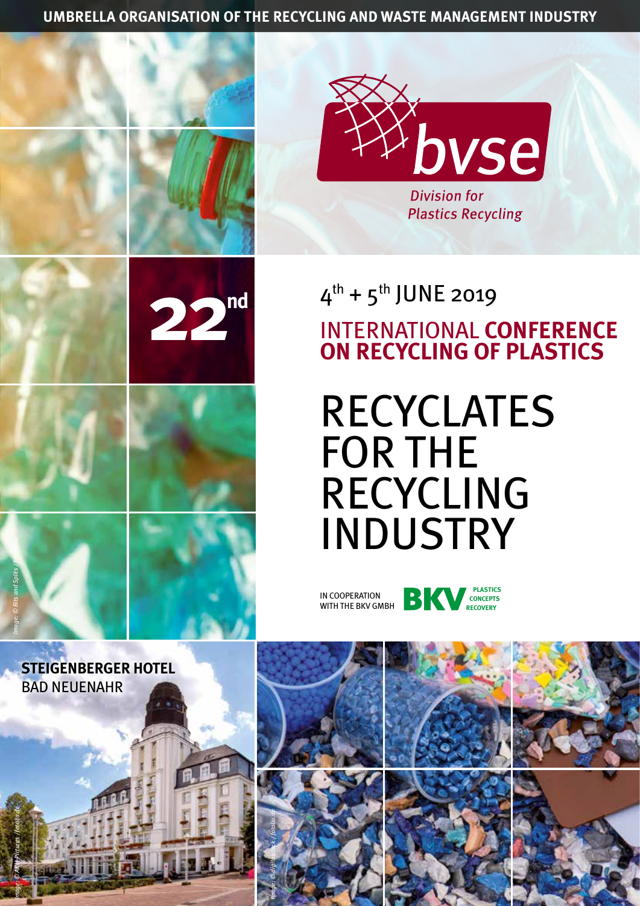UMBRELLA ORGANISATION OF THE RECYCLING AND WASTE MANAGEMENT INDUSTRY

bvse

Division for Plastics Recycling

22nd

4th + 5th JUNE 2019

## INTERNATIONAL CONFERENCE ON RECYCLING OF PLASTICS

# RECYCLATES FOR THE RECYCLING INDUSTRY

IN COOPERATION WITH THE BKV GMBH

BKV PLASTICS CONCEPTS RECOVERY

**STEIGENBERGER HOTEL**
BAD NEUENAHR

Image: © Bits and Splits / ...

Image: © JKVT Pictures / fotolia.de

Image: © digitalstock / fotolia.de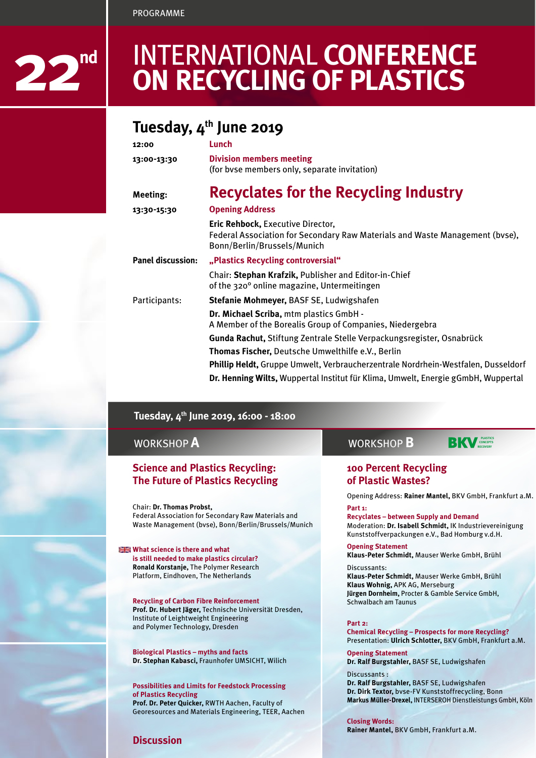PROGRAMME

# 22nd INTERNATIONAL CONFERENCE ON RECYCLING OF PLASTICS

## Tuesday, 4th June 2019

**12:00** — **Lunch**

**13:00-13:30** — **Division members meeting**
(for bvse members only, separate invitation)

**Meeting:** — **Recyclates for the Recycling Industry**

**13:30-15:30** — **Opening Address**

**Eric Rehbock,** Executive Director,
Federal Association for Secondary Raw Materials and Waste Management (bvse), Bonn/Berlin/Brussels/Munich

**Panel discussion:** — **„Plastics Recycling controversial"**

Chair: **Stephan Krafzik,** Publisher and Editor-in-Chief of the 320° online magazine, Untermeitingen

Participants:

- **Stefanie Mohmeyer,** BASF SE, Ludwigshafen
- **Dr. Michael Scriba,** mtm plastics GmbH - A Member of the Borealis Group of Companies, Niedergebra
- **Gunda Rachut,** Stiftung Zentrale Stelle Verpackungsregister, Osnabrück
- **Thomas Fischer,** Deutsche Umwelthilfe e.V., Berlin
- **Phillip Heldt,** Gruppe Umwelt, Verbraucherzentrale Nordrhein-Westfalen, Dusseldorf
- **Dr. Henning Wilts,** Wuppertal Institut für Klima, Umwelt, Energie gGmbH, Wuppertal

## Tuesday, 4th June 2019, 16:00 - 18:00

### WORKSHOP A

#### Science and Plastics Recycling: The Future of Plastics Recycling

Chair: **Dr. Thomas Probst,**
Federal Association for Secondary Raw Materials and Waste Management (bvse), Bonn/Berlin/Brussels/Munich

**What science is there and what is still needed to make plastics circular?**
**Ronald Korstanje,** The Polymer Research Platform, Eindhoven, The Netherlands

**Recycling of Carbon Fibre Reinforcement**
**Prof. Dr. Hubert Jäger,** Technische Universität Dresden, Institute of Leightweight Engineering and Polymer Technology, Dresden

**Biological Plastics – myths and facts**
**Dr. Stephan Kabasci,** Fraunhofer UMSICHT, Wilich

**Possibilities and Limits for Feedstock Processing of Plastics Recycling**
**Prof. Dr. Peter Quicker,** RWTH Aachen, Faculty of Georesources and Materials Engineering, TEER, Aachen

**Discussion**

### WORKSHOP B

BKV PLASTICS CONCEPTS RECOVERY

#### 100 Percent Recycling of Plastic Wastes?

Opening Address: **Rainer Mantel,** BKV GmbH, Frankfurt a.M.

**Part 1:**
**Recyclates – between Supply and Demand**
Moderation: **Dr. Isabell Schmidt,** IK Industrievereinigung Kunststoffverpackungen e.V., Bad Homburg v.d.H.

**Opening Statement**
**Klaus-Peter Schmidt,** Mauser Werke GmbH, Brühl

Discussants:
**Klaus-Peter Schmidt,** Mauser Werke GmbH, Brühl
**Klaus Wohnig,** APK AG, Merseburg
**Jürgen Dornheim,** Procter & Gamble Service GmbH, Schwalbach am Taunus

**Part 2:**
**Chemical Recycling – Prospects for more Recycling?**
Presentation: **Ulrich Schlotter,** BKV GmbH, Frankfurt a.M.

**Opening Statement**
**Dr. Ralf Burgstahler,** BASF SE, Ludwigshafen

Discussants :
**Dr. Ralf Burgstahler,** BASF SE, Ludwigshafen
**Dr. Dirk Textor,** bvse-FV Kunststoffrecycling, Bonn
**Markus Müller-Drexel,** INTERSEROH Dienstleistungs GmbH, Köln

**Closing Words:**
**Rainer Mantel,** BKV GmbH, Frankfurt a.M.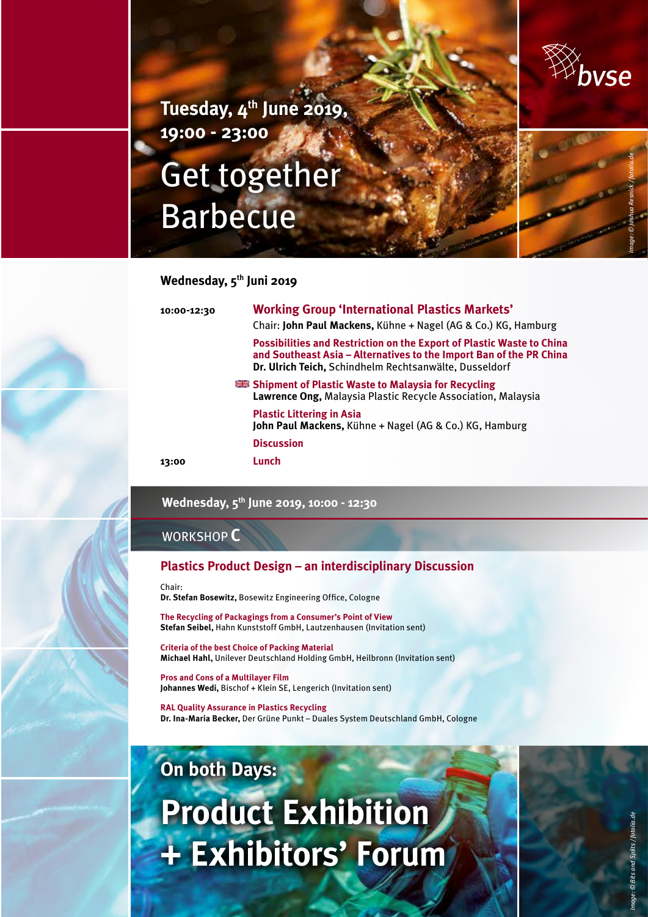**Tuesday, 4th June 2019, 19:00 - 23:00**

# Get together Barbecue

bvse

*Image: © Joshua Resnick / fotolia.de*

**Wednesday, 5th Juni 2019**

**10:00-12:30**

**Working Group 'International Plastics Markets'**
Chair: **John Paul Mackens,** Kühne + Nagel (AG & Co.) KG, Hamburg

**Possibilities and Restriction on the Export of Plastic Waste to China and Southeast Asia – Alternatives to the Import Ban of the PR China**
**Dr. Ulrich Teich,** Schindhelm Rechtsanwälte, Dusseldorf

**Shipment of Plastic Waste to Malaysia for Recycling**
**Lawrence Ong,** Malaysia Plastic Recycle Association, Malaysia

**Plastic Littering in Asia**
**John Paul Mackens,** Kühne + Nagel (AG & Co.) KG, Hamburg

**Discussion**

**13:00** **Lunch**

**Wednesday, 5th June 2019, 10:00 - 12:30**

## WORKSHOP **C**

### Plastics Product Design – an interdisciplinary Discussion

Chair:
**Dr. Stefan Bosewitz,** Bosewitz Engineering Office, Cologne

**The Recycling of Packagings from a Consumer's Point of View**
**Stefan Seibel,** Hahn Kunststoff GmbH, Lautzenhausen (Invitation sent)

**Criteria of the best Choice of Packing Material**
**Michael Hahl,** Unilever Deutschland Holding GmbH, Heilbronn (Invitation sent)

**Pros and Cons of a Multilayer Film**
**Johannes Wedi,** Bischof + Klein SE, Lengerich (Invitation sent)

**RAL Quality Assurance in Plastics Recycling**
**Dr. Ina-Maria Becker,** Der Grüne Punkt – Duales System Deutschland GmbH, Cologne

## On both Days:

# Product Exhibition + Exhibitors' Forum

*Image: © Bits and Splits / fotolia.de*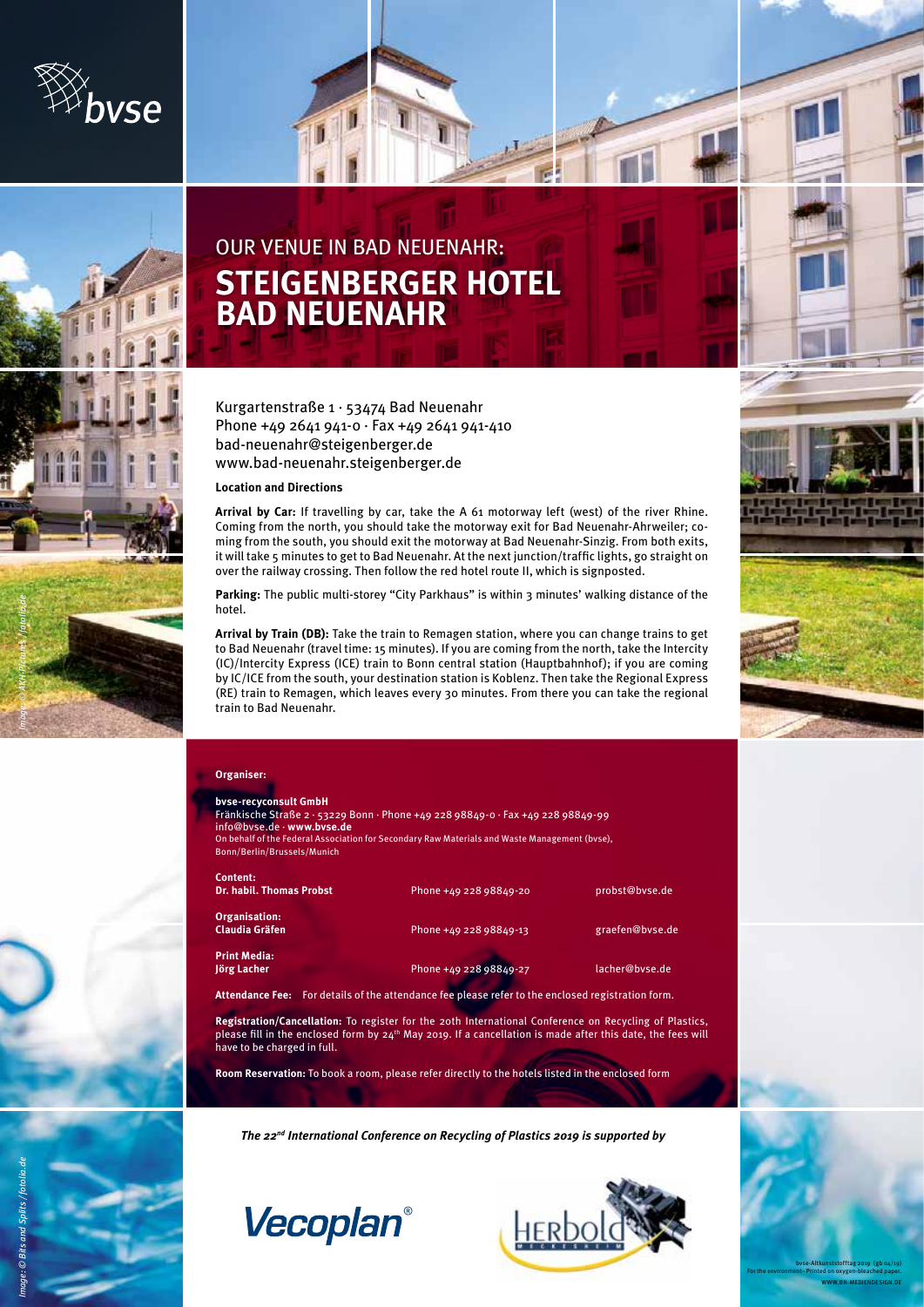bvse

# OUR VENUE IN BAD NEUENAHR:
## STEIGENBERGER HOTEL BAD NEUENAHR

Kurgartenstraße 1 · 53474 Bad Neuenahr
Phone +49 2641 941-0 · Fax +49 2641 941-410
bad-neuenahr@steigenberger.de
www.bad-neuenahr.steigenberger.de

**Location and Directions**

**Arrival by Car:** If travelling by car, take the A 61 motorway left (west) of the river Rhine. Coming from the north, you should take the motorway exit for Bad Neuenahr-Ahrweiler; coming from the south, you should exit the motorway at Bad Neuenahr-Sinzig. From both exits, it will take 5 minutes to get to Bad Neuenahr. At the next junction/traffic lights, go straight on over the railway crossing. Then follow the red hotel route II, which is signposted.

**Parking:** The public multi-storey "City Parkhaus" is within 3 minutes' walking distance of the hotel.

**Arrival by Train (DB):** Take the train to Remagen station, where you can change trains to get to Bad Neuenahr (travel time: 15 minutes). If you are coming from the north, take the Intercity (IC)/Intercity Express (ICE) train to Bonn central station (Hauptbahnhof); if you are coming by IC/ICE from the south, your destination station is Koblenz. Then take the Regional Express (RE) train to Remagen, which leaves every 30 minutes. From there you can take the regional train to Bad Neuenahr.

Image: © ARTPictures / fotolia.de

**Organiser:**

**bvse-recyconsult GmbH**
Fränkische Straße 2 · 53229 Bonn · Phone +49 228 98849-0 · Fax +49 228 98849-99
info@bvse.de · **www.bvse.de**
On behalf of the Federal Association for Secondary Raw Materials and Waste Management (bvse), Bonn/Berlin/Brussels/Munich

| | | |
|---|---|---|
| **Content:** **Dr. habil. Thomas Probst** | Phone +49 228 98849-20 | probst@bvse.de |
| **Organisation:** **Claudia Gräfen** | Phone +49 228 98849-13 | graefen@bvse.de |
| **Print Media:** **Jörg Lacher** | Phone +49 228 98849-27 | lacher@bvse.de |

**Attendance Fee:** For details of the attendance fee please refer to the enclosed registration form.

**Registration/Cancellation:** To register for the 20th International Conference on Recycling of Plastics, please fill in the enclosed form by 24th May 2019. If a cancellation is made after this date, the fees will have to be charged in full.

**Room Reservation:** To book a room, please refer directly to the hotels listed in the enclosed form

***The 22nd International Conference on Recycling of Plastics 2019 is supported by***

Vecoplan®

HERBOLD MECKESHEIM

Image: © Bits and Splits / fotolia.de

bvse-Altkunststofftag 2019 (gb 04/19)
For the environment – Printed on oxygen-bleached paper.
WWW.BN-MEDIENDESIGN.DE